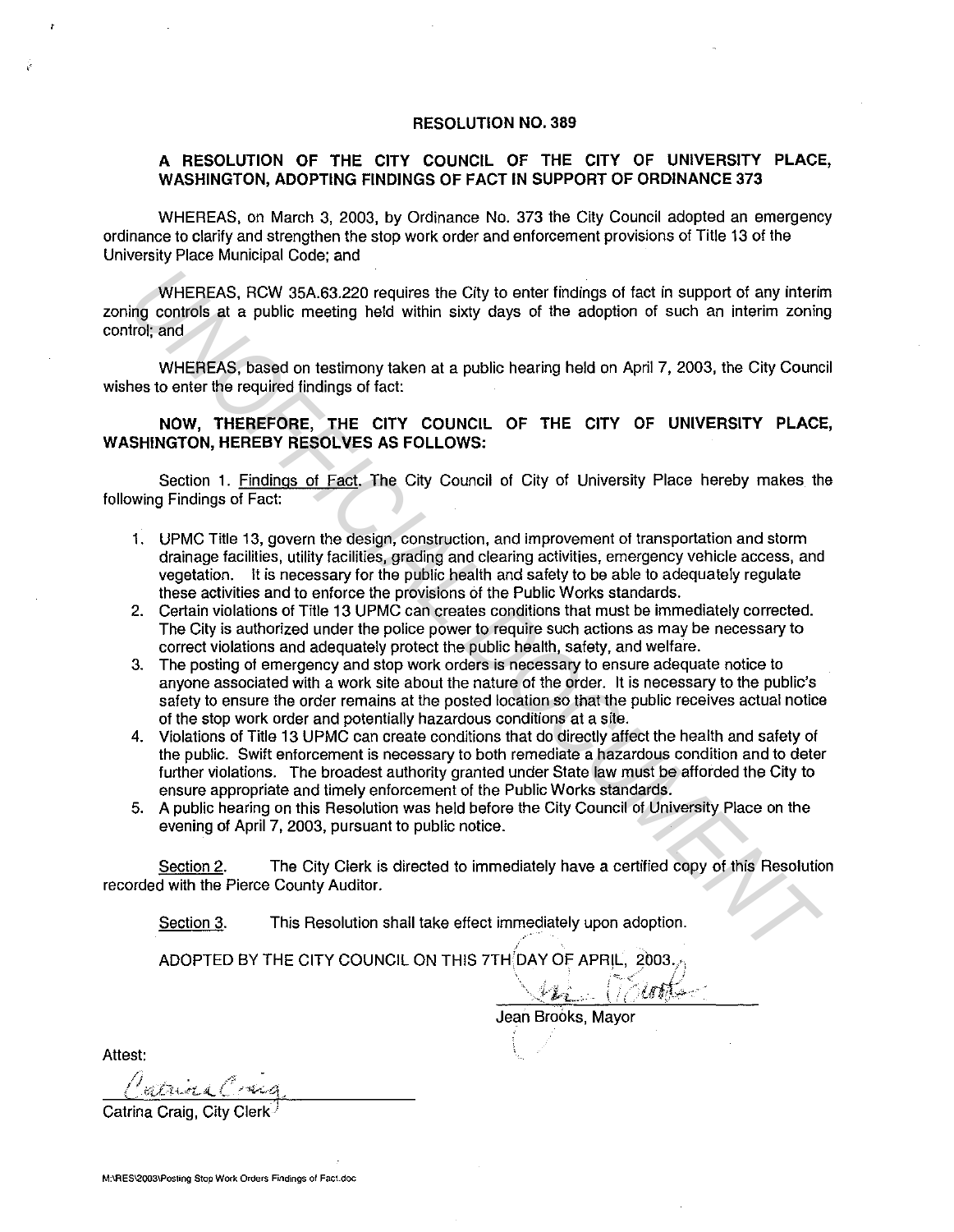# RESOLUTION NO. 389

## A RESOLUTION OF THE CITY COUNCIL OF THE CITY OF UNIVERSITY PLACE, WASHINGTON, ADOPTING FINDINGS OF FACT IN SUPPORT OF ORDINANCE 373

WHEREAS, on March 3, 2003, by Ordinance No. 373 the City Council adopted an emergency ordinance to clarify and strengthen the stop work order and enforcement provisions of Title 13 of the University Place Municipal Code; and

WHEREAS, RCW 35A.63.220 requires the City to enter findings of fact in support of any interim zoning controls at a public meeting held within sixty days of the adoption of such an interim zoning control; and

WHEREAS, based on testimony taken at a public hearing held on April 7, 2003, the City Council wishes to enter the required findings of fact:

**NOW, THEREFORE, THE CITY COUNCIL OF THE CITY OF UNIVERSITY PLACE, WASHINGTON, HEREBY RESOLVES AS FOLLOWS:**

Section 1. Findings of Fact. The City Council of City of University Place hereby makes the following Findings of Fact:

1. UPMC Title 13, govern the design, construction, and improvement of transportation and storm drainage facilities, utility facilities, grading and clearing activities, emergency vehicle access, and vegetation. It is necessary for the public health and safety to be able to adequately regulate these activities and to enforce the provisions of the Public Works standards.
2. Certain violations of Title 13 UPMC can creates conditions that must be immediately corrected. The City is authorized under the police power to require such actions as may be necessary to correct violations and adequately protect the public health, safety, and welfare.
3. The posting of emergency and stop work orders is necessary to ensure adequate notice to anyone associated with a work site about the nature of the order. It is necessary to the public's safety to ensure the order remains at the posted location so that the public receives actual notice of the stop work order and potentially hazardous conditions at a site.
4. Violations of Title 13 UPMC can create conditions that do directly affect the health and safety of the public. Swift enforcement is necessary to both remediate a hazardous condition and to deter further violations. The broadest authority granted under State law must be afforded the City to ensure appropriate and timely enforcement of the Public Works standards.
5. A public hearing on this Resolution was held before the City Council of University Place on the evening of April 7, 2003, pursuant to public notice.

Section 2. The City Clerk is directed to immediately have a certified copy of this Resolution recorded with the Pierce County Auditor.

Section 3. This Resolution shall take effect immediately upon adoption.

ADOPTED BY THE CITY COUNCIL ON THIS 7TH DAY OF APRIL, 2003.

Jean Brooks, Mayor

Attest:

Catrina Craig, City Clerk

M:\RES\2003\Posting Stop Work Orders Findings of Fact.doc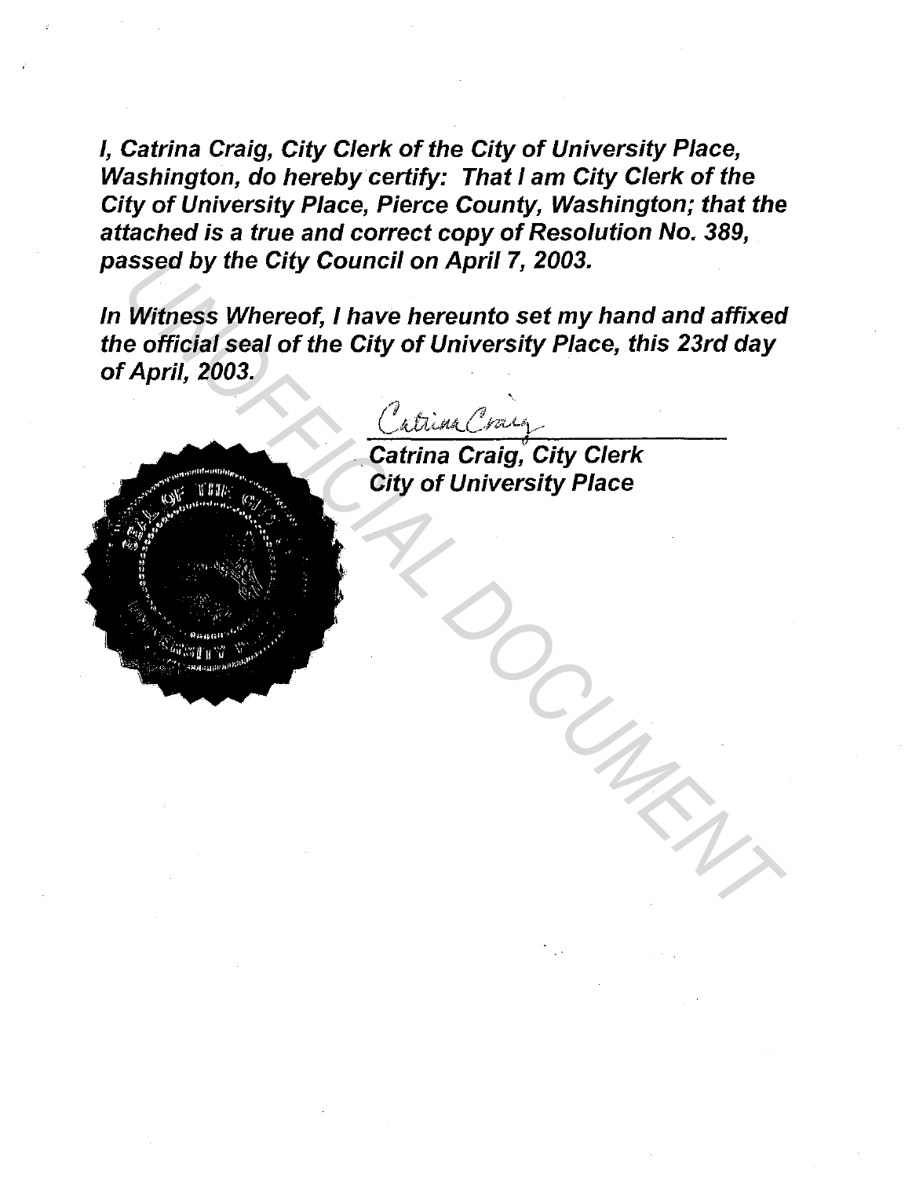*I, Catrina Craig, City Clerk of the City of University Place, Washington, do hereby certify: That I am City Clerk of the City of University Place, Pierce County, Washington; that the attached is a true and correct copy of Resolution No. 389, passed by the City Council on April 7, 2003.*

*In Witness Whereof, I have hereunto set my hand and affixed the official seal of the City of University Place, this 23rd day of April, 2003.*

Catrina Craig

*Catrina Craig, City Clerk*
*City of University Place*

SEAL OF THE CITY OF UNIVERSITY PLACE

UNOFFICIAL DOCUMENT